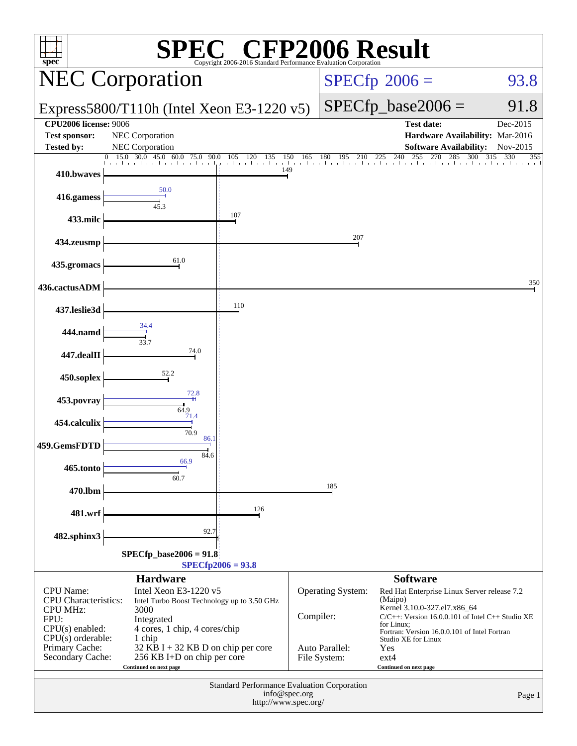# SPEC CFP2006 Result

Copyright 2006-2016 Standard Performance Evaluation Corporation

## NEC Corporation

Express5800/T110h (Intel Xeon E3-1220 v5)

SPECfp 2006 = 93.8

SPECfp_base2006 = 91.8

| | | | |
|---|---|---|---|
| **CPU2006 license:** 9006 | | **Test date:** | Dec-2015 |
| **Test sponsor:** | NEC Corporation | **Hardware Availability:** | Mar-2016 |
| **Tested by:** | NEC Corporation | **Software Availability:** | Nov-2015 |

| Benchmark | Base | Peak |
|---|---|---|
| 410.bwaves | 149 | |
| 416.gamess | 45.3 | 50.0 |
| 433.milc | 107 | |
| 434.zeusmp | 207 | |
| 435.gromacs | 61.0 | |
| 436.cactusADM | 350 | |
| 437.leslie3d | 110 | |
| 444.namd | 33.7 | 34.4 |
| 447.dealII | 74.0 | |
| 450.soplex | 52.2 | |
| 453.povray | 64.9 | 72.8 |
| 454.calculix | 70.9 | 71.4 |
| 459.GemsFDTD | 84.6 | 86.1 |
| 465.tonto | 60.7 | 66.9 |
| 470.lbm | 185 | |
| 481.wrf | 126 | |
| 482.sphinx3 | 92.7 | |

SPECfp_base2006 = 91.8

SPECfp2006 = 93.8

### Hardware

| | |
|---|---|
| CPU Name: | Intel Xeon E3-1220 v5 |
| CPU Characteristics: | Intel Turbo Boost Technology up to 3.50 GHz |
| CPU MHz: | 3000 |
| FPU: | Integrated |
| CPU(s) enabled: | 4 cores, 1 chip, 4 cores/chip |
| CPU(s) orderable: | 1 chip |
| Primary Cache: | 32 KB I + 32 KB D on chip per core |
| Secondary Cache: | 256 KB I+D on chip per core |

Continued on next page

### Software

| | |
|---|---|
| Operating System: | Red Hat Enterprise Linux Server release 7.2 (Maipo) Kernel 3.10.0-327.el7.x86_64 |
| Compiler: | C/C++: Version 16.0.0.101 of Intel C++ Studio XE for Linux; Fortran: Version 16.0.0.101 of Intel Fortran Studio XE for Linux |
| Auto Parallel: | Yes |
| File System: | ext4 |

Continued on next page

Standard Performance Evaluation Corporation
info@spec.org
http://www.spec.org/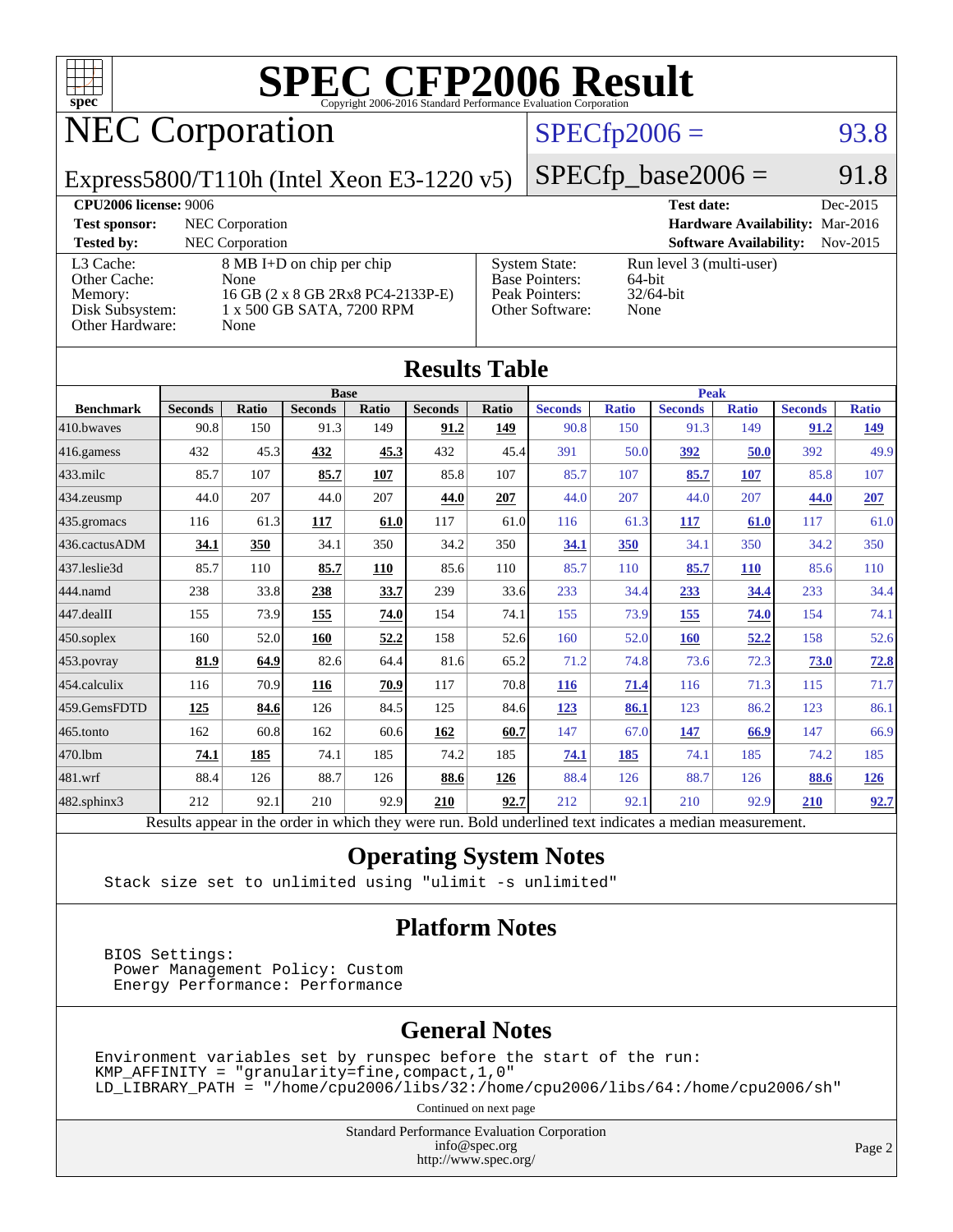# SPEC CFP2006 Result

Copyright 2006-2016 Standard Performance Evaluation Corporation

## NEC Corporation

**Express5800/T110h (Intel Xeon E3-1220 v5)**

SPECfp2006 = 93.8

SPECfp_base2006 = 91.8

| | | | |
|---|---|---|---|
| **CPU2006 license:** 9006 | | **Test date:** | Dec-2015 |
| **Test sponsor:** | NEC Corporation | **Hardware Availability:** | Mar-2016 |
| **Tested by:** | NEC Corporation | **Software Availability:** | Nov-2015 |

| | | | |
|---|---|---|---|
| L3 Cache: | 8 MB I+D on chip per chip | System State: | Run level 3 (multi-user) |
| Other Cache: | None | Base Pointers: | 64-bit |
| Memory: | 16 GB (2 x 8 GB 2Rx8 PC4-2133P-E) | Peak Pointers: | 32/64-bit |
| Disk Subsystem: | 1 x 500 GB SATA, 7200 RPM | Other Software: | None |
| Other Hardware: | None | | |

## Results Table

| Benchmark | Base | | | | | | Peak | | | | | |
|---|---|---|---|---|---|---|---|---|---|---|---|---|
| | Seconds | Ratio | Seconds | Ratio | Seconds | Ratio | Seconds | Ratio | Seconds | Ratio | Seconds | Ratio |
| 410.bwaves | 90.8 | 150 | 91.3 | 149 | **91.2** | **149** | 90.8 | 150 | 91.3 | 149 | **91.2** | **149** |
| 416.gamess | 432 | 45.3 | **432** | **45.3** | 432 | 45.4 | 391 | 50.0 | **392** | **50.0** | 392 | 49.9 |
| 433.milc | 85.7 | 107 | **85.7** | **107** | 85.8 | 107 | 85.7 | 107 | **85.7** | **107** | 85.8 | 107 |
| 434.zeusmp | 44.0 | 207 | 44.0 | 207 | **44.0** | **207** | 44.0 | 207 | 44.0 | 207 | **44.0** | **207** |
| 435.gromacs | 116 | 61.3 | **117** | **61.0** | 117 | 61.0 | 116 | 61.3 | **117** | **61.0** | 117 | 61.0 |
| 436.cactusADM | **34.1** | **350** | 34.1 | 350 | 34.2 | 350 | **34.1** | **350** | 34.1 | 350 | 34.2 | 350 |
| 437.leslie3d | 85.7 | 110 | **85.7** | **110** | 85.6 | 110 | 85.7 | 110 | **85.7** | **110** | 85.6 | 110 |
| 444.namd | 238 | 33.8 | **238** | **33.7** | 239 | 33.6 | 233 | 34.4 | **233** | **34.4** | 233 | 34.4 |
| 447.dealII | 155 | 73.9 | **155** | **74.0** | 154 | 74.1 | 155 | 73.9 | **155** | **74.0** | 154 | 74.1 |
| 450.soplex | 160 | 52.0 | **160** | **52.2** | 158 | 52.6 | 160 | 52.0 | **160** | **52.2** | 158 | 52.6 |
| 453.povray | **81.9** | **64.9** | 82.6 | 64.4 | 81.6 | 65.2 | 71.2 | 74.8 | 73.6 | 72.3 | **73.0** | **72.8** |
| 454.calculix | 116 | 70.9 | **116** | **70.9** | 117 | 70.8 | **116** | **71.4** | 116 | 71.3 | 115 | 71.7 |
| 459.GemsFDTD | **125** | **84.6** | 126 | 84.5 | 125 | 84.6 | **123** | **86.1** | 123 | 86.2 | 123 | 86.1 |
| 465.tonto | 162 | 60.8 | 162 | 60.6 | **162** | **60.7** | 147 | 67.0 | **147** | **66.9** | 147 | 66.9 |
| 470.lbm | **74.1** | **185** | 74.1 | 185 | 74.2 | 185 | **74.1** | **185** | 74.1 | 185 | 74.2 | 185 |
| 481.wrf | 88.4 | 126 | 88.7 | 126 | **88.6** | **126** | 88.4 | 126 | 88.7 | 126 | **88.6** | **126** |
| 482.sphinx3 | 212 | 92.1 | 210 | 92.9 | **210** | **92.7** | 212 | 92.1 | 210 | 92.9 | **210** | **92.7** |

Results appear in the order in which they were run. Bold underlined text indicates a median measurement.

## Operating System Notes

```
Stack size set to unlimited using "ulimit -s unlimited"
```

## Platform Notes

```
BIOS Settings:
 Power Management Policy: Custom
 Energy Performance: Performance
```

## General Notes

```
Environment variables set by runspec before the start of the run:
KMP_AFFINITY = "granularity=fine,compact,1,0"
LD_LIBRARY_PATH = "/home/cpu2006/libs/32:/home/cpu2006/libs/64:/home/cpu2006/sh"
```

Continued on next page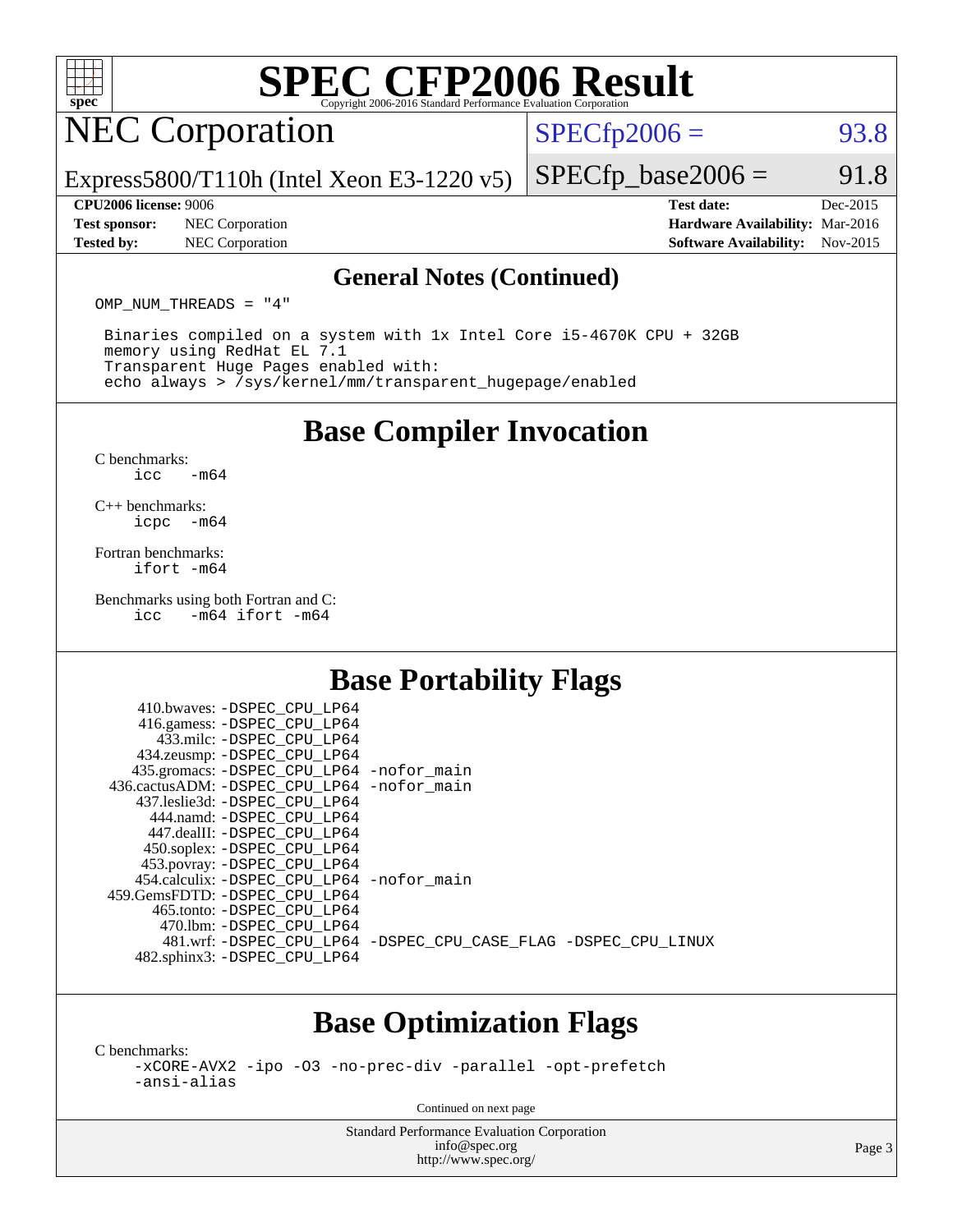# SPEC CFP2006 Result

Copyright 2006-2016 Standard Performance Evaluation Corporation

## NEC Corporation

Express5800/T110h (Intel Xeon E3-1220 v5)

SPECfp2006 = 93.8

SPECfp_base2006 = 91.8

**CPU2006 license:** 9006
**Test sponsor:** NEC Corporation
**Tested by:** NEC Corporation

**Test date:** Dec-2015
**Hardware Availability:** Mar-2016
**Software Availability:** Nov-2015

### General Notes (Continued)

```
OMP_NUM_THREADS = "4"

 Binaries compiled on a system with 1x Intel Core i5-4670K CPU + 32GB
 memory using RedHat EL 7.1
 Transparent Huge Pages enabled with:
 echo always > /sys/kernel/mm/transparent_hugepage/enabled
```

## Base Compiler Invocation

C benchmarks:
`icc -m64`

C++ benchmarks:
`icpc -m64`

Fortran benchmarks:
`ifort -m64`

Benchmarks using both Fortran and C:
`icc -m64 ifort -m64`

## Base Portability Flags

| Benchmark | Flags |
|---|---|
| 410.bwaves: | -DSPEC_CPU_LP64 |
| 416.gamess: | -DSPEC_CPU_LP64 |
| 433.milc: | -DSPEC_CPU_LP64 |
| 434.zeusmp: | -DSPEC_CPU_LP64 |
| 435.gromacs: | -DSPEC_CPU_LP64 -nofor_main |
| 436.cactusADM: | -DSPEC_CPU_LP64 -nofor_main |
| 437.leslie3d: | -DSPEC_CPU_LP64 |
| 444.namd: | -DSPEC_CPU_LP64 |
| 447.dealII: | -DSPEC_CPU_LP64 |
| 450.soplex: | -DSPEC_CPU_LP64 |
| 453.povray: | -DSPEC_CPU_LP64 |
| 454.calculix: | -DSPEC_CPU_LP64 -nofor_main |
| 459.GemsFDTD: | -DSPEC_CPU_LP64 |
| 465.tonto: | -DSPEC_CPU_LP64 |
| 470.lbm: | -DSPEC_CPU_LP64 |
| 481.wrf: | -DSPEC_CPU_LP64 -DSPEC_CPU_CASE_FLAG -DSPEC_CPU_LINUX |
| 482.sphinx3: | -DSPEC_CPU_LP64 |

## Base Optimization Flags

C benchmarks:
`-xCORE-AVX2 -ipo -O3 -no-prec-div -parallel -opt-prefetch -ansi-alias`

Continued on next page

Standard Performance Evaluation Corporation
info@spec.org
http://www.spec.org/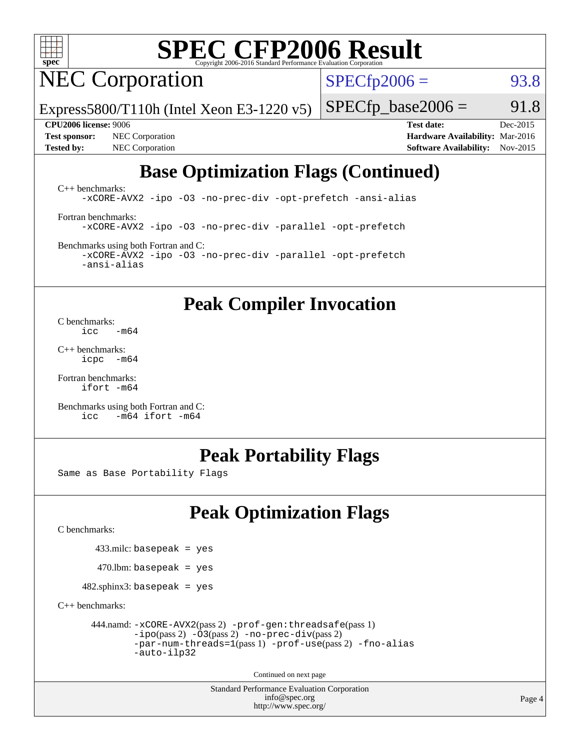# SPEC CFP2006 Result

## NEC Corporation

Express5800/T110h (Intel Xeon E3-1220 v5)

SPECfp2006 = 93.8

SPECfp_base2006 = 91.8

**CPU2006 license:** 9006
**Test sponsor:** NEC Corporation
**Tested by:** NEC Corporation
**Test date:** Dec-2015
**Hardware Availability:** Mar-2016
**Software Availability:** Nov-2015

## Base Optimization Flags (Continued)

C++ benchmarks:
```
-xCORE-AVX2 -ipo -O3 -no-prec-div -opt-prefetch -ansi-alias
```

Fortran benchmarks:
```
-xCORE-AVX2 -ipo -O3 -no-prec-div -parallel -opt-prefetch
```

Benchmarks using both Fortran and C:
```
-xCORE-AVX2 -ipo -O3 -no-prec-div -parallel -opt-prefetch
-ansi-alias
```

## Peak Compiler Invocation

C benchmarks:
```
icc   -m64
```

C++ benchmarks:
```
icpc  -m64
```

Fortran benchmarks:
```
ifort -m64
```

Benchmarks using both Fortran and C:
```
icc   -m64 ifort -m64
```

## Peak Portability Flags

Same as Base Portability Flags

## Peak Optimization Flags

C benchmarks:

433.milc: basepeak = yes

470.lbm: basepeak = yes

482.sphinx3: basepeak = yes

C++ benchmarks:

444.namd: -xCORE-AVX2(pass 2) -prof-gen:threadsafe(pass 1) -ipo(pass 2) -O3(pass 2) -no-prec-div(pass 2) -par-num-threads=1(pass 1) -prof-use(pass 2) -fno-alias -auto-ilp32

Continued on next page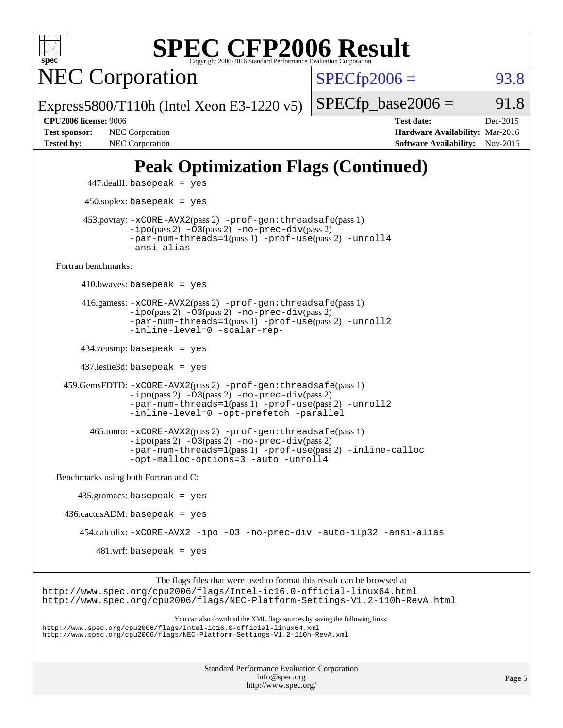# Peak Optimization Flags (Continued)

447.dealII: basepeak = yes

450.soplex: basepeak = yes

453.povray: -xCORE-AVX2(pass 2) -prof-gen:threadsafe(pass 1) -ipo(pass 2) -O3(pass 2) -no-prec-div(pass 2) -par-num-threads=1(pass 1) -prof-use(pass 2) -unroll4 -ansi-alias

Fortran benchmarks:

410.bwaves: basepeak = yes

416.gamess: -xCORE-AVX2(pass 2) -prof-gen:threadsafe(pass 1) -ipo(pass 2) -O3(pass 2) -no-prec-div(pass 2) -par-num-threads=1(pass 1) -prof-use(pass 2) -unroll2 -inline-level=0 -scalar-rep-

434.zeusmp: basepeak = yes

437.leslie3d: basepeak = yes

459.GemsFDTD: -xCORE-AVX2(pass 2) -prof-gen:threadsafe(pass 1) -ipo(pass 2) -O3(pass 2) -no-prec-div(pass 2) -par-num-threads=1(pass 1) -prof-use(pass 2) -unroll2 -inline-level=0 -opt-prefetch -parallel

465.tonto: -xCORE-AVX2(pass 2) -prof-gen:threadsafe(pass 1) -ipo(pass 2) -O3(pass 2) -no-prec-div(pass 2) -par-num-threads=1(pass 1) -prof-use(pass 2) -inline-calloc -opt-malloc-options=3 -auto -unroll4

Benchmarks using both Fortran and C:

435.gromacs: basepeak = yes

436.cactusADM: basepeak = yes

454.calculix: -xCORE-AVX2 -ipo -O3 -no-prec-div -auto-ilp32 -ansi-alias

481.wrf: basepeak = yes

The flags files that were used to format this result can be browsed at
http://www.spec.org/cpu2006/flags/Intel-ic16.0-official-linux64.html
http://www.spec.org/cpu2006/flags/NEC-Platform-Settings-V1.2-110h-RevA.html

You can also download the XML flags sources by saving the following links:
http://www.spec.org/cpu2006/flags/Intel-ic16.0-official-linux64.xml
http://www.spec.org/cpu2006/flags/NEC-Platform-Settings-V1.2-110h-RevA.xml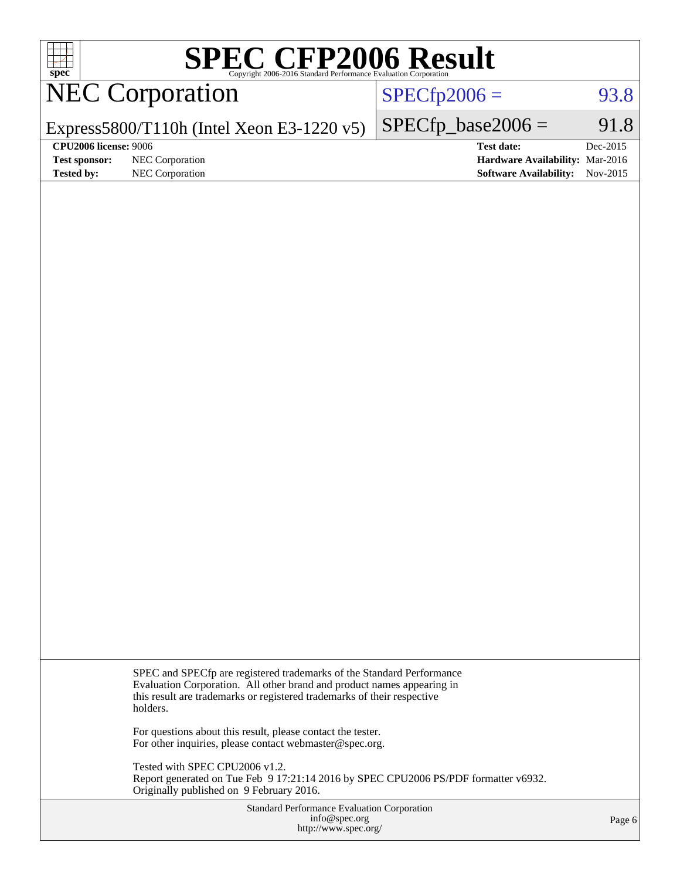# SPEC CFP2006 Result

Copyright 2006-2016 Standard Performance Evaluation Corporation

## NEC Corporation

Express5800/T110h (Intel Xeon E3-1220 v5)

SPECfp2006 = 93.8

SPECfp_base2006 = 91.8

**CPU2006 license:** 9006
**Test sponsor:** NEC Corporation
**Tested by:** NEC Corporation

**Test date:** Dec-2015
**Hardware Availability:** Mar-2016
**Software Availability:** Nov-2015

SPEC and SPECfp are registered trademarks of the Standard Performance Evaluation Corporation. All other brand and product names appearing in this result are trademarks or registered trademarks of their respective holders.

For questions about this result, please contact the tester.
For other inquiries, please contact webmaster@spec.org.

Tested with SPEC CPU2006 v1.2.
Report generated on Tue Feb 9 17:21:14 2016 by SPEC CPU2006 PS/PDF formatter v6932.
Originally published on 9 February 2016.

Standard Performance Evaluation Corporation
info@spec.org
http://www.spec.org/